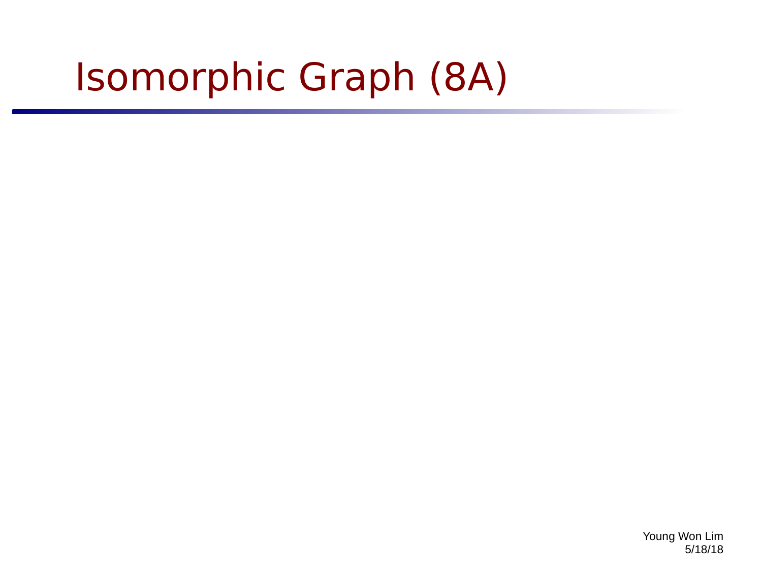# Isomorphic Graph (8A)

Young Won Lim
5/18/18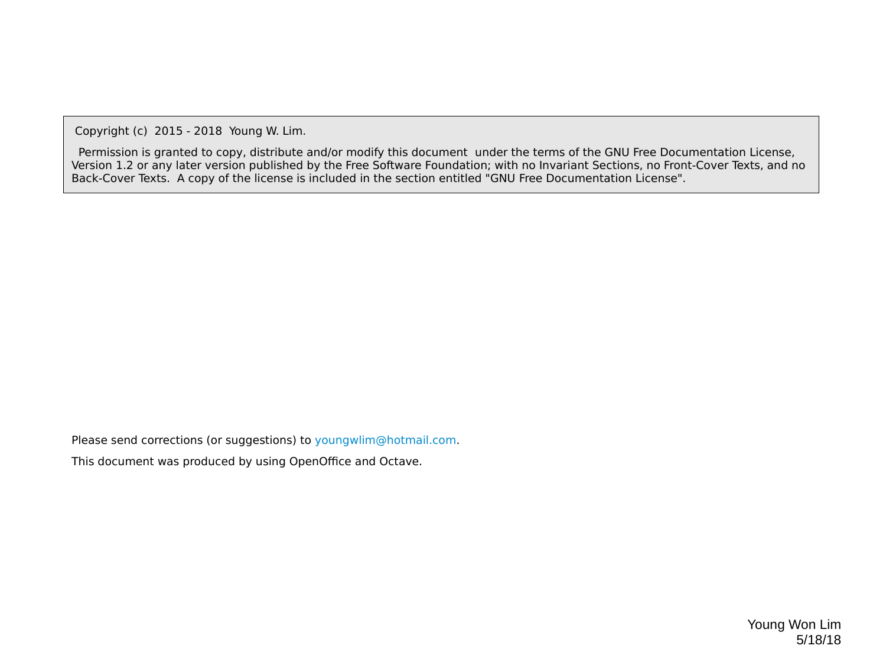Copyright (c) 2015 - 2018 Young W. Lim.

Permission is granted to copy, distribute and/or modify this document under the terms of the GNU Free Documentation License, Version 1.2 or any later version published by the Free Software Foundation; with no Invariant Sections, no Front-Cover Texts, and no Back-Cover Texts. A copy of the license is included in the section entitled "GNU Free Documentation License".

Please send corrections (or suggestions) to youngwlim@hotmail.com.

This document was produced by using OpenOffice and Octave.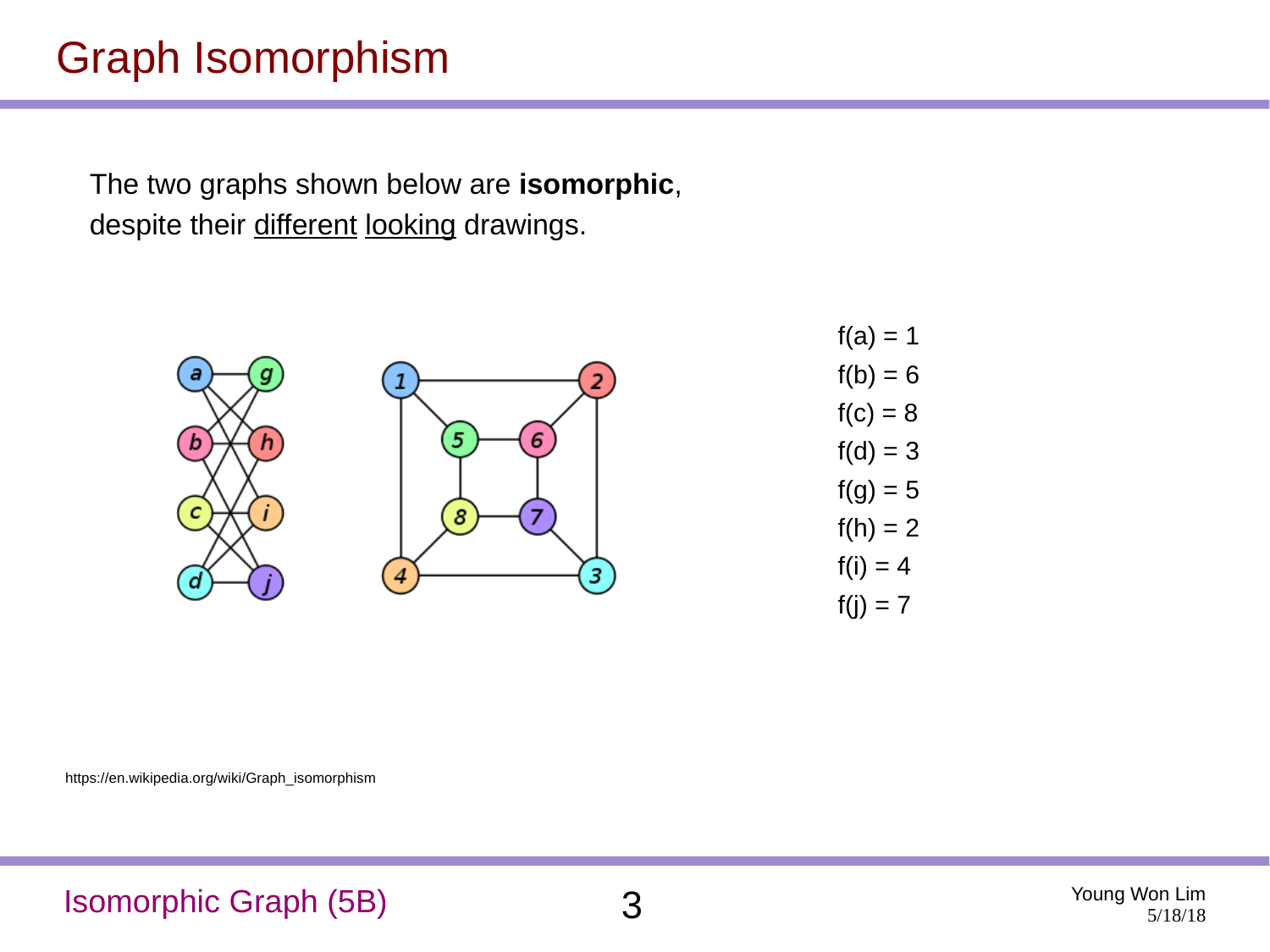# Graph Isomorphism

The two graphs shown below are **isomorphic**,
despite their <u>different</u> <u>looking</u> drawings.

f(a) = 1
f(b) = 6
f(c) = 8
f(d) = 3
f(g) = 5
f(h) = 2
f(i) = 4
f(j) = 7

https://en.wikipedia.org/wiki/Graph_isomorphism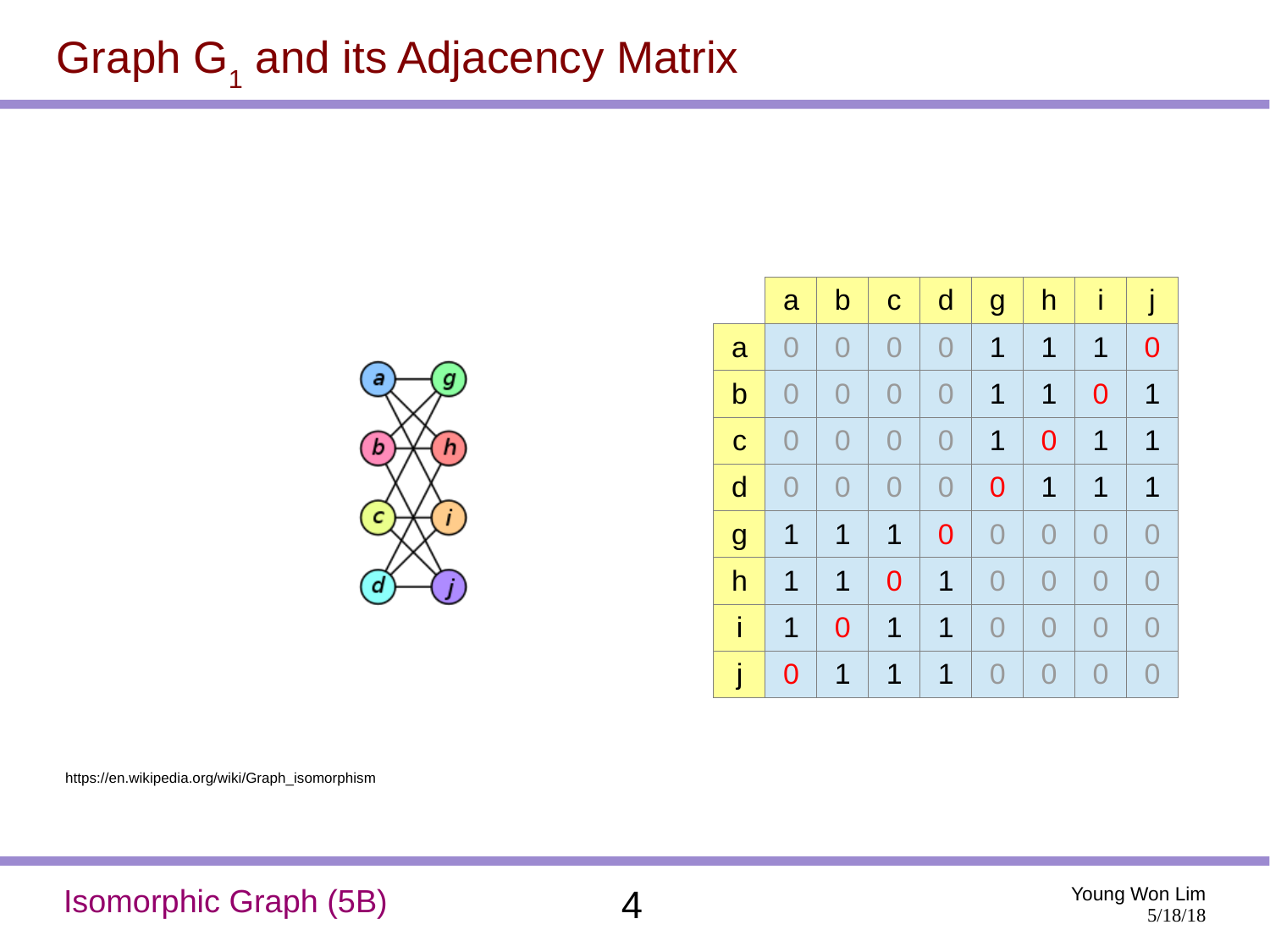# Graph $G_1$ and its Adjacency Matrix

| | a | b | c | d | g | h | i | j |
|---|---|---|---|---|---|---|---|---|
| a | 0 | 0 | 0 | 0 | 1 | 1 | 1 | 0 |
| b | 0 | 0 | 0 | 0 | 1 | 1 | 0 | 1 |
| c | 0 | 0 | 0 | 0 | 1 | 0 | 1 | 1 |
| d | 0 | 0 | 0 | 0 | 0 | 1 | 1 | 1 |
| g | 1 | 1 | 1 | 0 | 0 | 0 | 0 | 0 |
| h | 1 | 1 | 0 | 1 | 0 | 0 | 0 | 0 |
| i | 1 | 0 | 1 | 1 | 0 | 0 | 0 | 0 |
| j | 0 | 1 | 1 | 1 | 0 | 0 | 0 | 0 |

https://en.wikipedia.org/wiki/Graph_isomorphism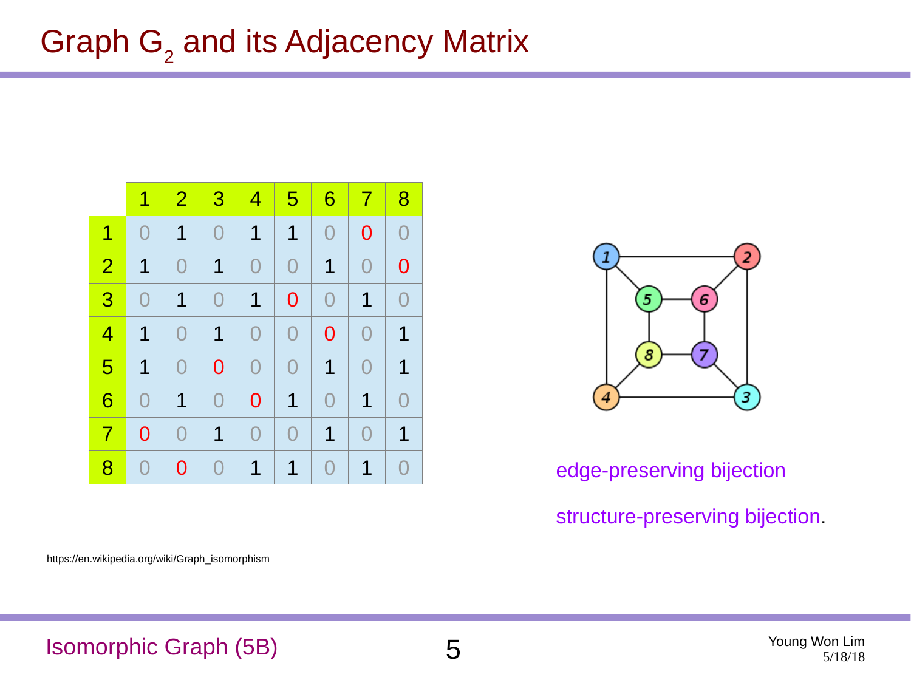# Graph $G_2$ and its Adjacency Matrix

| | 1 | 2 | 3 | 4 | 5 | 6 | 7 | 8 |
|---|---|---|---|---|---|---|---|---|
| 1 | 0 | 1 | 0 | 1 | 1 | 0 | 0 | 0 |
| 2 | 1 | 0 | 1 | 0 | 0 | 1 | 0 | 0 |
| 3 | 0 | 1 | 0 | 1 | 0 | 0 | 1 | 0 |
| 4 | 1 | 0 | 1 | 0 | 0 | 0 | 0 | 1 |
| 5 | 1 | 0 | 0 | 0 | 0 | 1 | 0 | 1 |
| 6 | 0 | 1 | 0 | 0 | 1 | 0 | 1 | 0 |
| 7 | 0 | 0 | 1 | 0 | 0 | 1 | 0 | 1 |
| 8 | 0 | 0 | 0 | 1 | 1 | 0 | 1 | 0 |

edge-preserving bijection

structure-preserving bijection.

https://en.wikipedia.org/wiki/Graph_isomorphism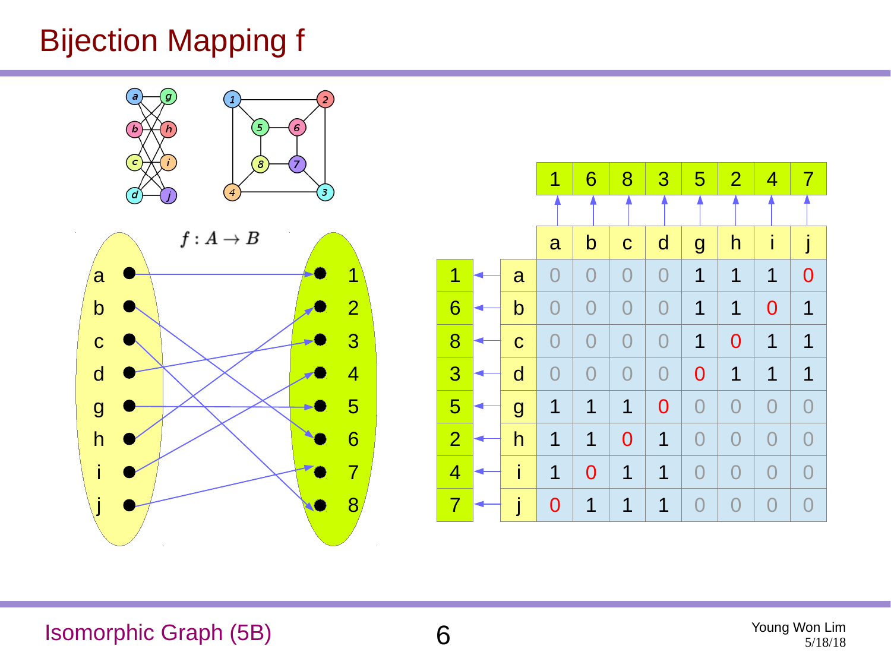# Bijection Mapping f

$f : A \rightarrow B$

| A | B |
|---|---|
| a | 1 |
| b | 6 |
| c | 8 |
| d | 3 |
| g | 5 |
| h | 2 |
| i | 4 |
| j | 7 |

| | | 1 | 6 | 8 | 3 | 5 | 2 | 4 | 7 |
|---|---|---|---|---|---|---|---|---|---|
| | | a | b | c | d | g | h | i | j |
| 1 | a | 0 | 0 | 0 | 0 | 1 | 1 | 1 | 0 |
| 6 | b | 0 | 0 | 0 | 0 | 1 | 1 | 0 | 1 |
| 8 | c | 0 | 0 | 0 | 0 | 1 | 0 | 1 | 1 |
| 3 | d | 0 | 0 | 0 | 0 | 0 | 1 | 1 | 1 |
| 5 | g | 1 | 1 | 1 | 0 | 0 | 0 | 0 | 0 |
| 2 | h | 1 | 1 | 0 | 1 | 0 | 0 | 0 | 0 |
| 4 | i | 1 | 0 | 1 | 1 | 0 | 0 | 0 | 0 |
| 7 | j | 0 | 1 | 1 | 1 | 0 | 0 | 0 | 0 |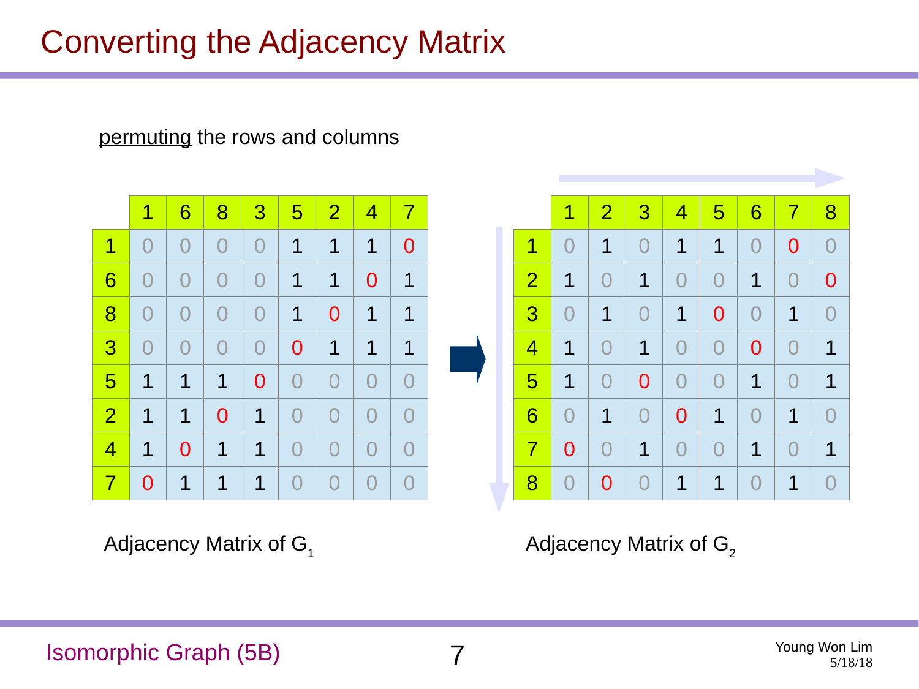# Converting the Adjacency Matrix

permuting the rows and columns

| | 1 | 6 | 8 | 3 | 5 | 2 | 4 | 7 |
|---|---|---|---|---|---|---|---|---|
| 1 | 0 | 0 | 0 | 0 | 1 | 1 | 1 | 0 |
| 6 | 0 | 0 | 0 | 0 | 1 | 1 | 0 | 1 |
| 8 | 0 | 0 | 0 | 0 | 1 | 0 | 1 | 1 |
| 3 | 0 | 0 | 0 | 0 | 0 | 1 | 1 | 1 |
| 5 | 1 | 1 | 1 | 0 | 0 | 0 | 0 | 0 |
| 2 | 1 | 1 | 0 | 1 | 0 | 0 | 0 | 0 |
| 4 | 1 | 0 | 1 | 1 | 0 | 0 | 0 | 0 |
| 7 | 0 | 1 | 1 | 1 | 0 | 0 | 0 | 0 |

Adjacency Matrix of $G_1$

| | 1 | 2 | 3 | 4 | 5 | 6 | 7 | 8 |
|---|---|---|---|---|---|---|---|---|
| 1 | 0 | 1 | 0 | 1 | 1 | 0 | 0 | 0 |
| 2 | 1 | 0 | 1 | 0 | 0 | 1 | 0 | 0 |
| 3 | 0 | 1 | 0 | 1 | 0 | 0 | 1 | 0 |
| 4 | 1 | 0 | 1 | 0 | 0 | 0 | 0 | 1 |
| 5 | 1 | 0 | 0 | 0 | 0 | 1 | 0 | 1 |
| 6 | 0 | 1 | 0 | 0 | 1 | 0 | 1 | 0 |
| 7 | 0 | 0 | 1 | 0 | 0 | 1 | 0 | 1 |
| 8 | 0 | 0 | 0 | 1 | 1 | 0 | 1 | 0 |

Adjacency Matrix of $G_2$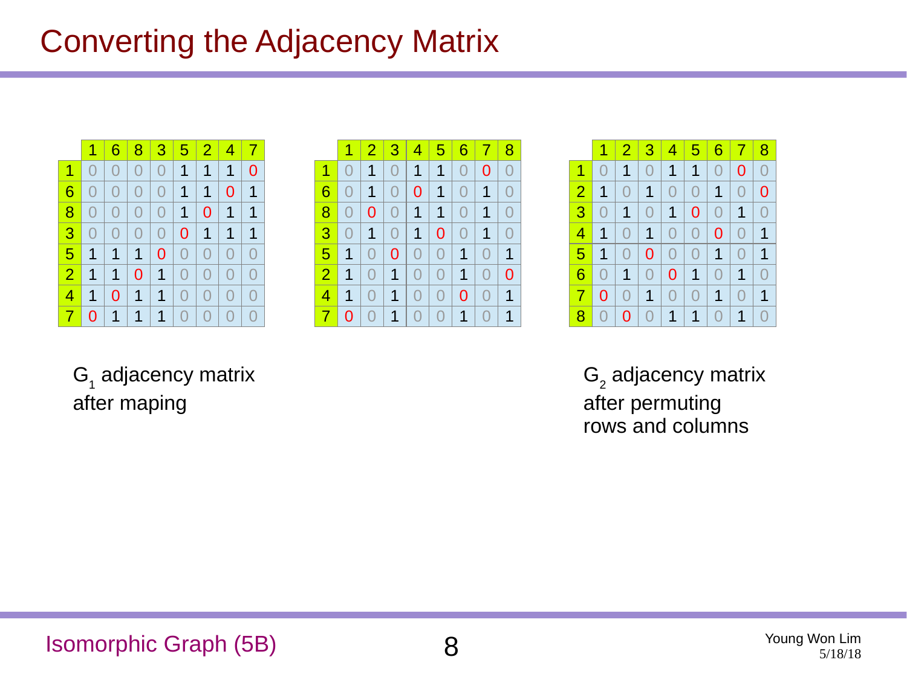# Converting the Adjacency Matrix

|   | 1 | 6 | 8 | 3 | 5 | 2 | 4 | 7 |
|---|---|---|---|---|---|---|---|---|
| 1 | 0 | 0 | 0 | 0 | 1 | 1 | 1 | 0 |
| 6 | 0 | 0 | 0 | 0 | 1 | 1 | 0 | 1 |
| 8 | 0 | 0 | 0 | 0 | 1 | 0 | 1 | 1 |
| 3 | 0 | 0 | 0 | 0 | 0 | 1 | 1 | 1 |
| 5 | 1 | 1 | 1 | 0 | 0 | 0 | 0 | 0 |
| 2 | 1 | 1 | 0 | 1 | 0 | 0 | 0 | 0 |
| 4 | 1 | 0 | 1 | 1 | 0 | 0 | 0 | 0 |
| 7 | 0 | 1 | 1 | 1 | 0 | 0 | 0 | 0 |

$G_1$ adjacency matrix after maping

|   | 1 | 2 | 3 | 4 | 5 | 6 | 7 | 8 |
|---|---|---|---|---|---|---|---|---|
| 1 | 0 | 1 | 0 | 1 | 1 | 0 | 0 | 0 |
| 6 | 0 | 1 | 0 | 0 | 1 | 0 | 1 | 0 |
| 8 | 0 | 0 | 0 | 1 | 1 | 0 | 1 | 0 |
| 3 | 0 | 1 | 0 | 1 | 0 | 0 | 1 | 0 |
| 5 | 1 | 0 | 0 | 0 | 0 | 1 | 0 | 1 |
| 2 | 1 | 0 | 1 | 0 | 0 | 1 | 0 | 0 |
| 4 | 1 | 0 | 1 | 0 | 0 | 0 | 0 | 1 |
| 7 | 0 | 0 | 1 | 0 | 0 | 1 | 0 | 1 |

|   | 1 | 2 | 3 | 4 | 5 | 6 | 7 | 8 |
|---|---|---|---|---|---|---|---|---|
| 1 | 0 | 1 | 0 | 1 | 1 | 0 | 0 | 0 |
| 2 | 1 | 0 | 1 | 0 | 0 | 1 | 0 | 0 |
| 3 | 0 | 1 | 0 | 1 | 0 | 0 | 1 | 0 |
| 4 | 1 | 0 | 1 | 0 | 0 | 0 | 0 | 1 |
| 5 | 1 | 0 | 0 | 0 | 0 | 1 | 0 | 1 |
| 6 | 0 | 1 | 0 | 0 | 1 | 0 | 1 | 0 |
| 7 | 0 | 0 | 1 | 0 | 0 | 1 | 0 | 1 |
| 8 | 0 | 0 | 0 | 1 | 1 | 0 | 1 | 0 |

$G_2$ adjacency matrix after permuting rows and columns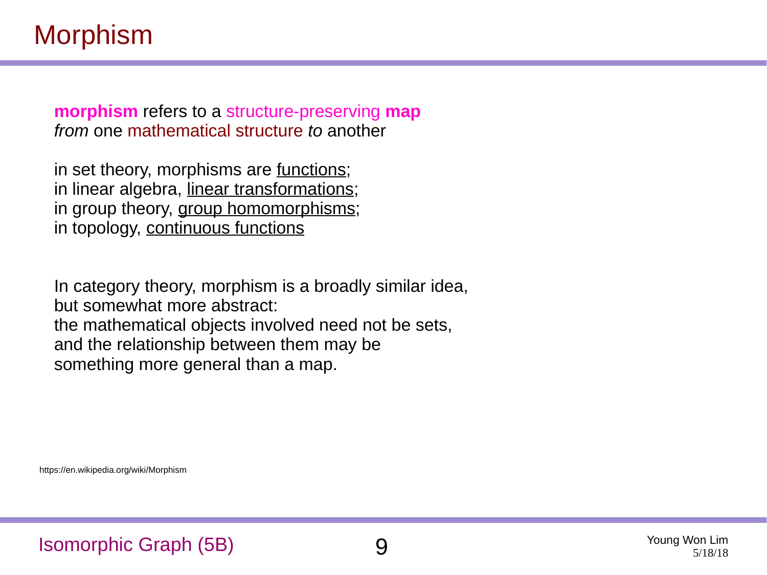# Morphism

**morphism** refers to a structure-preserving **map**
*from* one mathematical structure *to* another

in set theory, morphisms are functions;
in linear algebra, linear transformations;
in group theory, group homomorphisms;
in topology, continuous functions

In category theory, morphism is a broadly similar idea,
but somewhat more abstract:
the mathematical objects involved need not be sets,
and the relationship between them may be
something more general than a map.

https://en.wikipedia.org/wiki/Morphism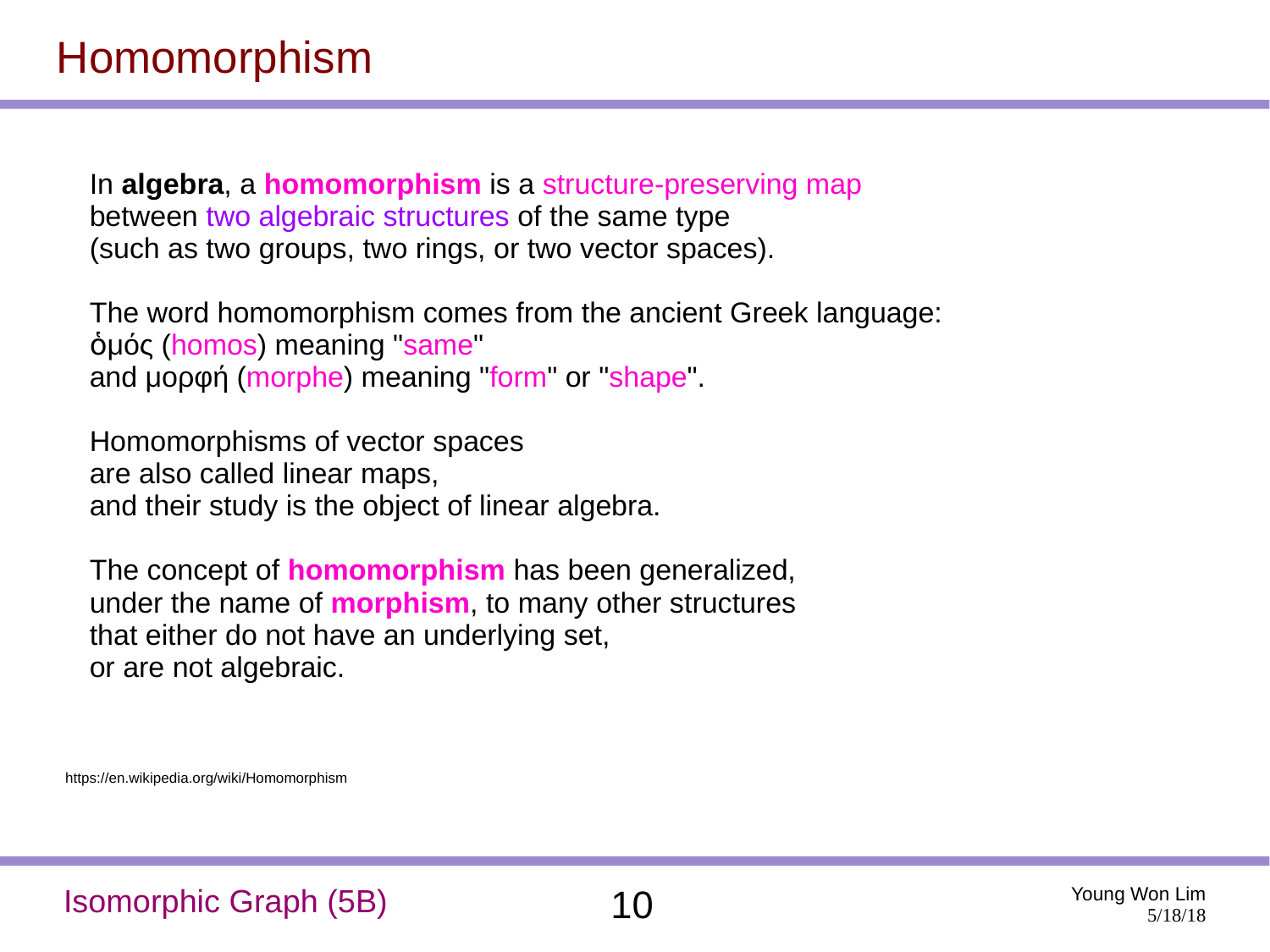# Homomorphism

In **algebra**, a **homomorphism** is a structure-preserving map between two algebraic structures of the same type (such as two groups, two rings, or two vector spaces).

The word homomorphism comes from the ancient Greek language:
ὁμός (homos) meaning "same"
and μορφή (morphe) meaning "form" or "shape".

Homomorphisms of vector spaces are also called linear maps, and their study is the object of linear algebra.

The concept of **homomorphism** has been generalized, under the name of **morphism**, to many other structures that either do not have an underlying set, or are not algebraic.

https://en.wikipedia.org/wiki/Homomorphism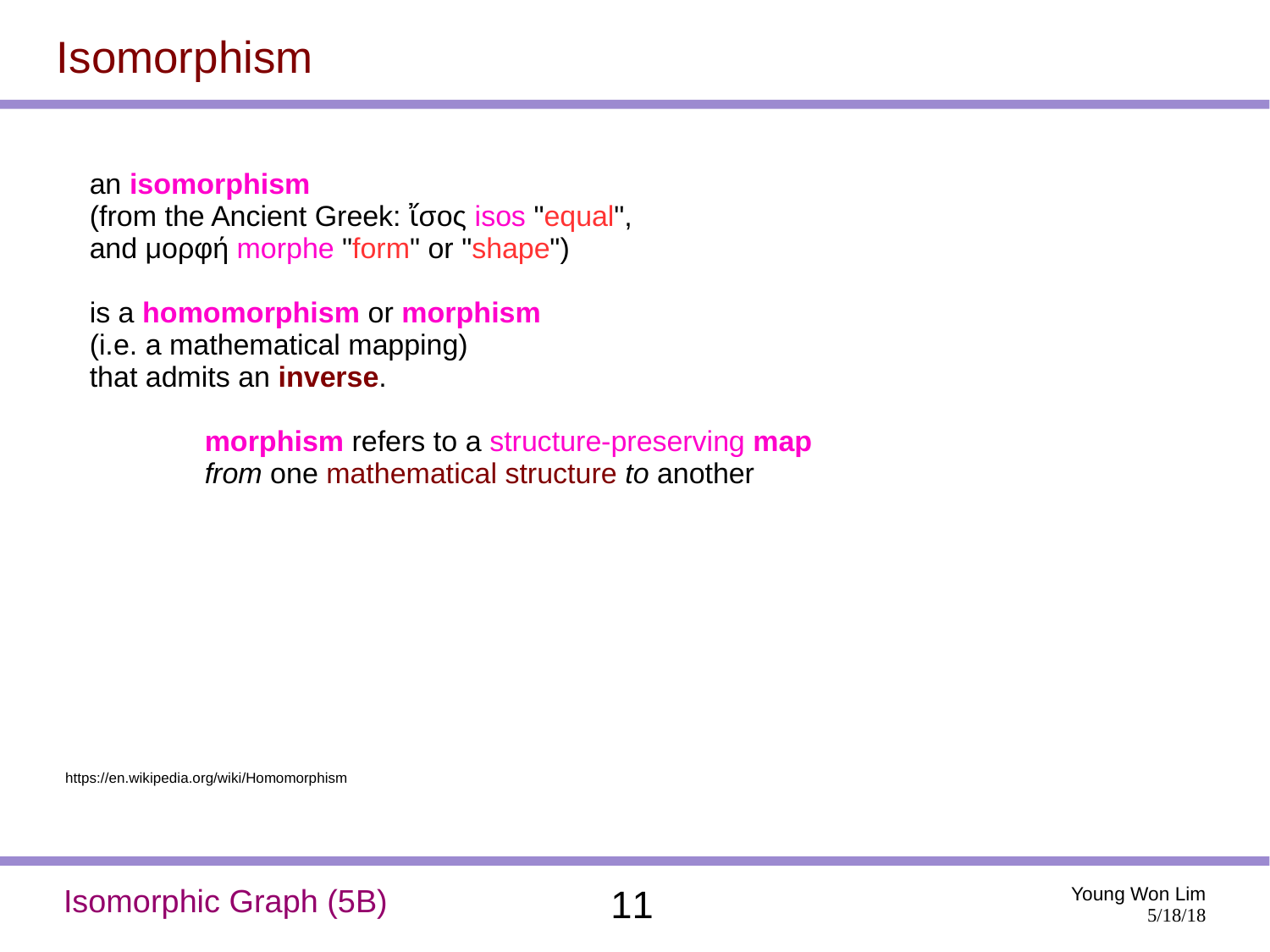# Isomorphism

an **isomorphism**
(from the Ancient Greek: ἴσος isos "equal",
and μορφή morphe "form" or "shape")

is a **homomorphism** or **morphism**
(i.e. a mathematical mapping)
that admits an **inverse**.

> **morphism** refers to a structure-preserving **map**
> *from* one mathematical structure *to* another

https://en.wikipedia.org/wiki/Homomorphism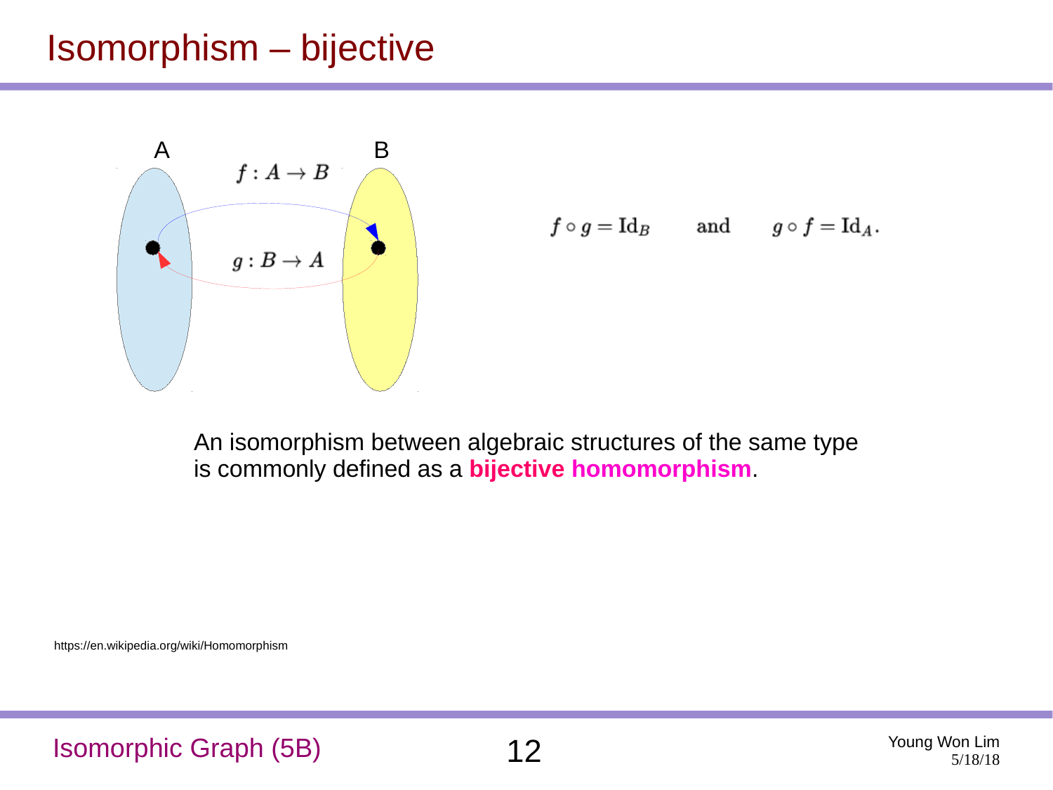# Isomorphism – bijective

A    $f : A \to B$    B

$g : B \to A$

$$f \circ g = \mathrm{Id}_B \qquad \text{and} \qquad g \circ f = \mathrm{Id}_A.$$

An isomorphism between algebraic structures of the same type is commonly defined as a **bijective homomorphism**.

https://en.wikipedia.org/wiki/Homomorphism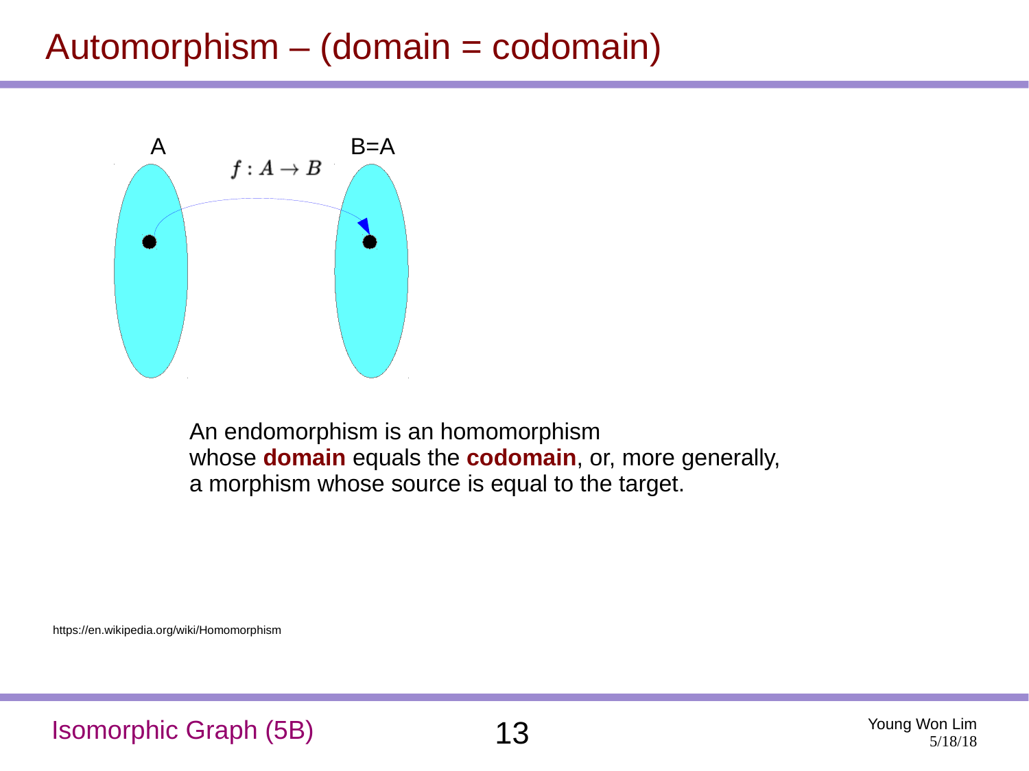# Automorphism – (domain = codomain)

A

B=A

$f : A \to B$

An endomorphism is an homomorphism
whose **domain** equals the **codomain**, or, more generally,
a morphism whose source is equal to the target.

https://en.wikipedia.org/wiki/Homomorphism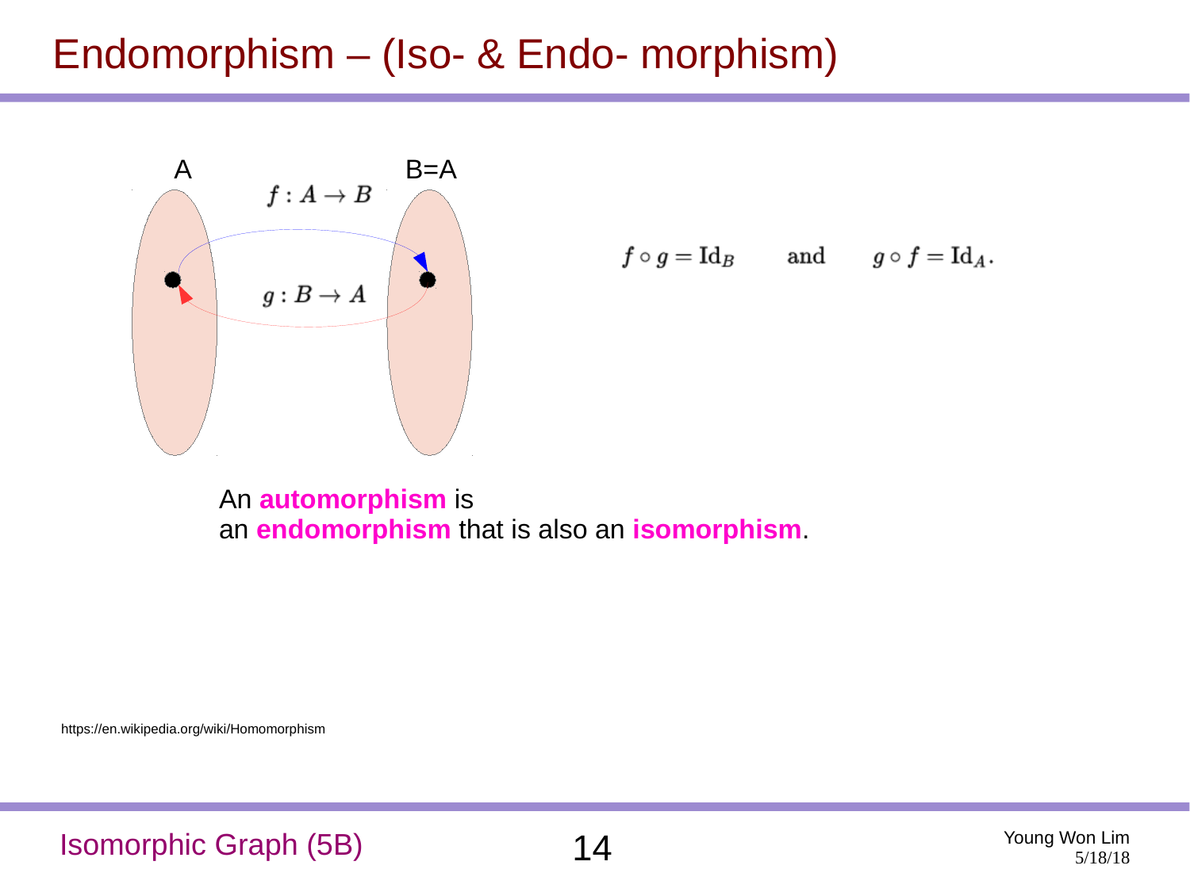# Endomorphism – (Iso- & Endo- morphism)

A B=A

$f : A \to B$

$g : B \to A$

$$f \circ g = \mathrm{Id}_B \qquad \text{and} \qquad g \circ f = \mathrm{Id}_A.$$

An **automorphism** is
an **endomorphism** that is also an **isomorphism**.

https://en.wikipedia.org/wiki/Homomorphism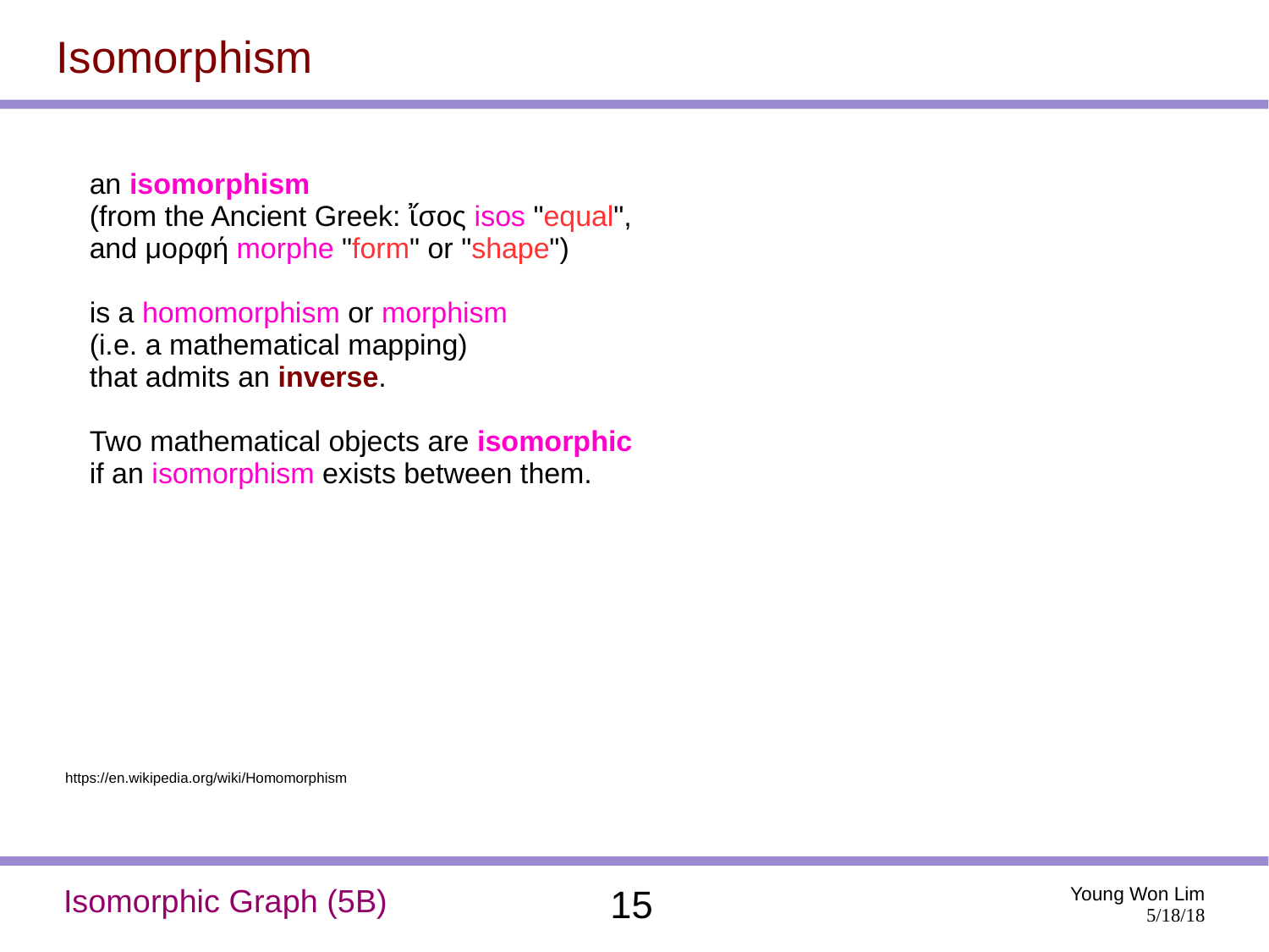# Isomorphism

an **isomorphism**
(from the Ancient Greek: ἴσος isos "equal",
and μορφή morphe "form" or "shape")

is a homomorphism or morphism
(i.e. a mathematical mapping)
that admits an **inverse**.

Two mathematical objects are **isomorphic**
if an isomorphism exists between them.

https://en.wikipedia.org/wiki/Homomorphism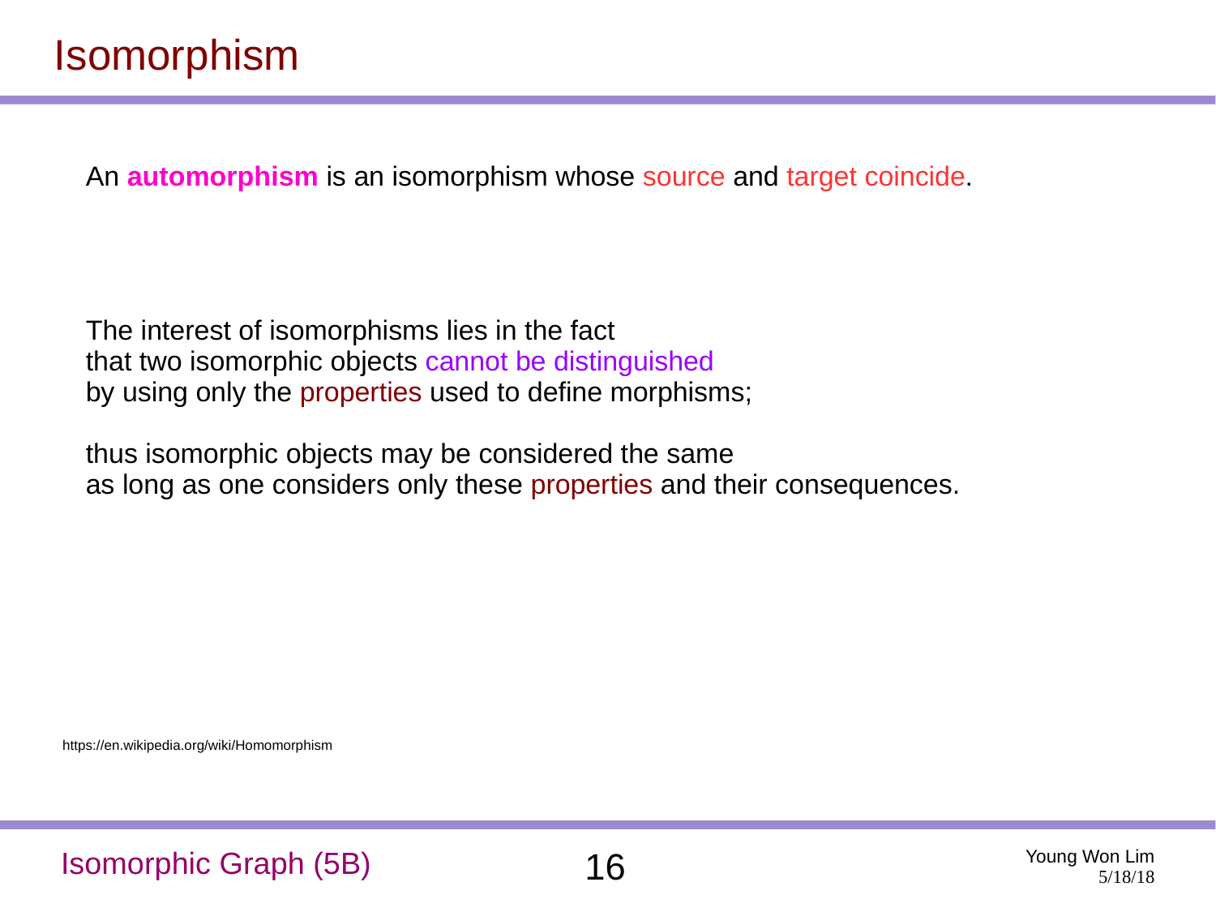# Isomorphism

An **automorphism** is an isomorphism whose source and target coincide.

The interest of isomorphisms lies in the fact
that two isomorphic objects cannot be distinguished
by using only the properties used to define morphisms;

thus isomorphic objects may be considered the same
as long as one considers only these properties and their consequences.

https://en.wikipedia.org/wiki/Homomorphism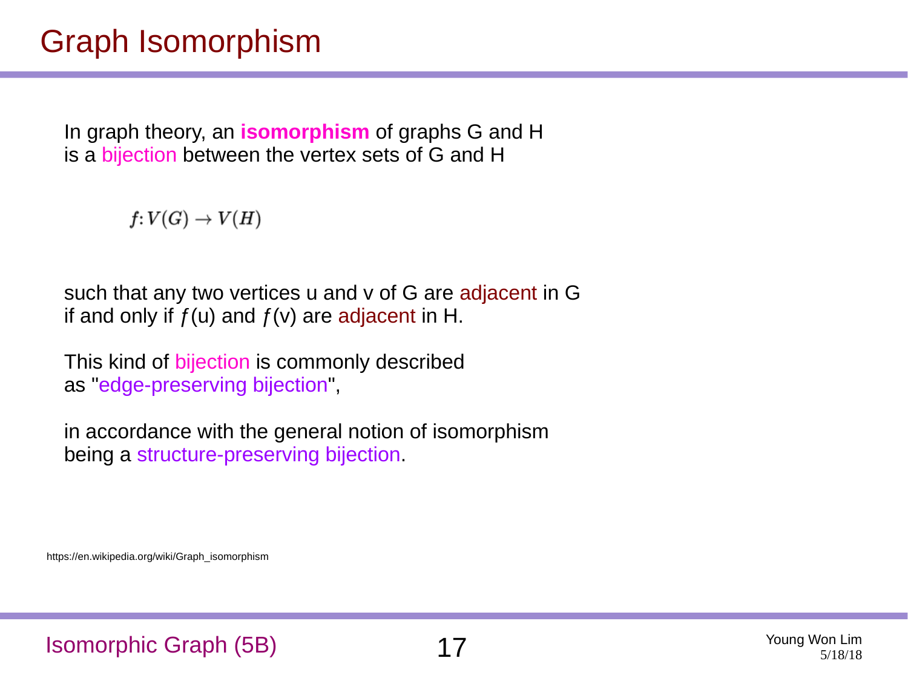# Graph Isomorphism

In graph theory, an **isomorphism** of graphs G and H is a bijection between the vertex sets of G and H

$$f: V(G) \to V(H)$$

such that any two vertices u and v of G are adjacent in G if and only if $f(u)$ and $f(v)$ are adjacent in H.

This kind of bijection is commonly described as "edge-preserving bijection",

in accordance with the general notion of isomorphism being a structure-preserving bijection.

https://en.wikipedia.org/wiki/Graph_isomorphism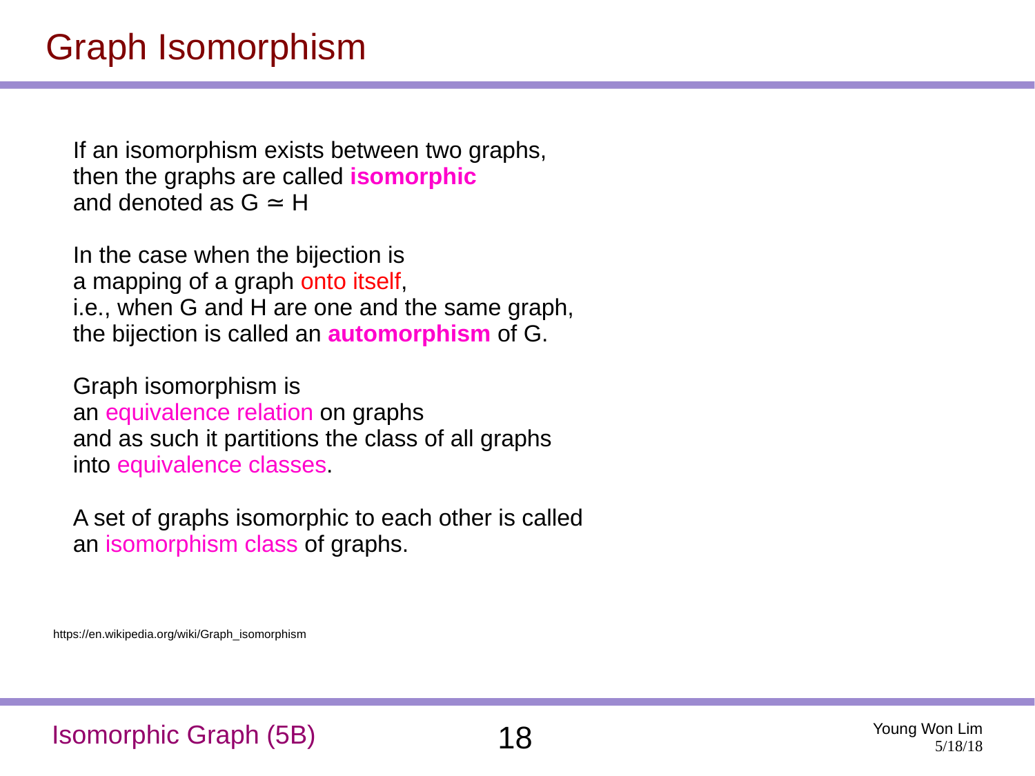# Graph Isomorphism

If an isomorphism exists between two graphs,
then the graphs are called **isomorphic**
and denoted as $G \simeq H$

In the case when the bijection is
a mapping of a graph onto itself,
i.e., when G and H are one and the same graph,
the bijection is called an **automorphism** of G.

Graph isomorphism is
an equivalence relation on graphs
and as such it partitions the class of all graphs
into equivalence classes.

A set of graphs isomorphic to each other is called
an isomorphism class of graphs.

https://en.wikipedia.org/wiki/Graph_isomorphism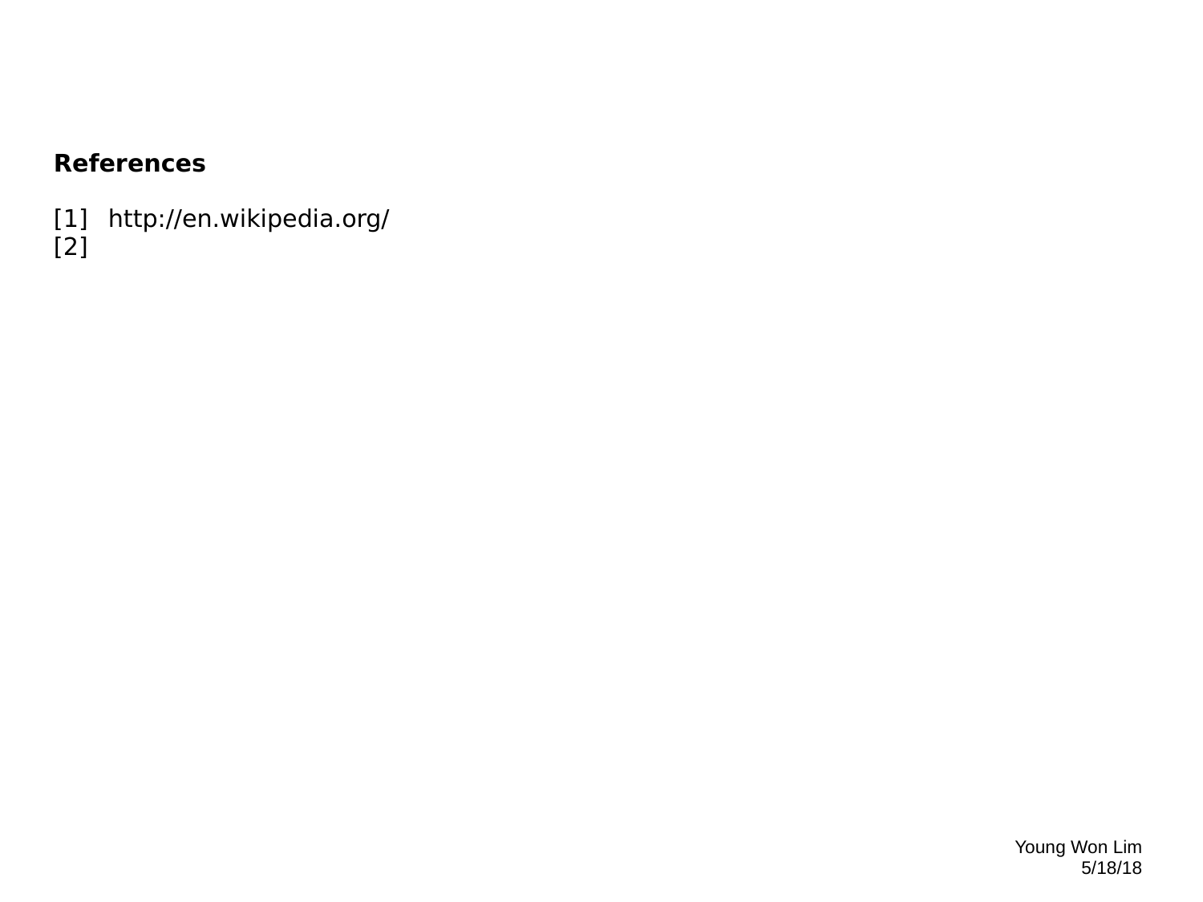**References**

[1] http://en.wikipedia.org/
[2]